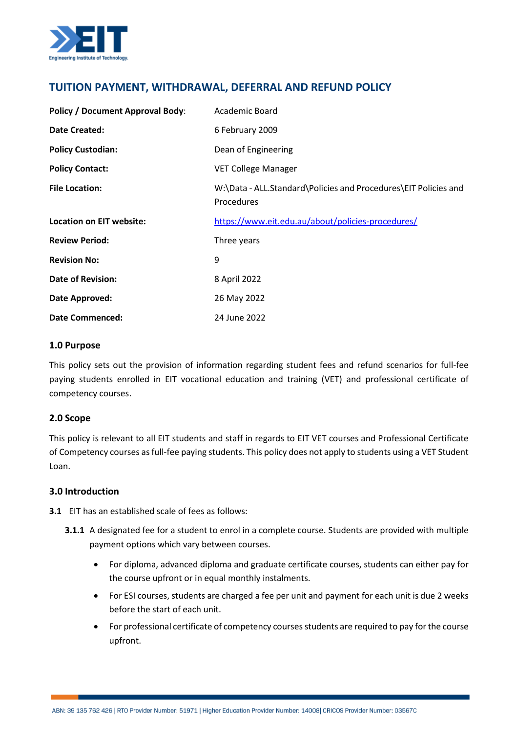## TUITION PAYMENT, WITHDRAWAL, DEFERRAL AND REFUND POLICY

| | |
|---|---|
| **Policy / Document Approval Body**: | Academic Board |
| **Date Created:** | 6 February 2009 |
| **Policy Custodian:** | Dean of Engineering |
| **Policy Contact:** | VET College Manager |
| **File Location:** | W:\Data - ALL.Standard\Policies and Procedures\EIT Policies and Procedures |
| **Location on EIT website:** | https://www.eit.edu.au/about/policies-procedures/ |
| **Review Period:** | Three years |
| **Revision No:** | 9 |
| **Date of Revision:** | 8 April 2022 |
| **Date Approved:** | 26 May 2022 |
| **Date Commenced:** | 24 June 2022 |

### 1.0 Purpose

This policy sets out the provision of information regarding student fees and refund scenarios for full-fee paying students enrolled in EIT vocational education and training (VET) and professional certificate of competency courses.

### 2.0 Scope

This policy is relevant to all EIT students and staff in regards to EIT VET courses and Professional Certificate of Competency courses as full-fee paying students. This policy does not apply to students using a VET Student Loan.

### 3.0 Introduction

**3.1** EIT has an established scale of fees as follows:

**3.1.1** A designated fee for a student to enrol in a complete course. Students are provided with multiple payment options which vary between courses.

- For diploma, advanced diploma and graduate certificate courses, students can either pay for the course upfront or in equal monthly instalments.
- For ESI courses, students are charged a fee per unit and payment for each unit is due 2 weeks before the start of each unit.
- For professional certificate of competency courses students are required to pay for the course upfront.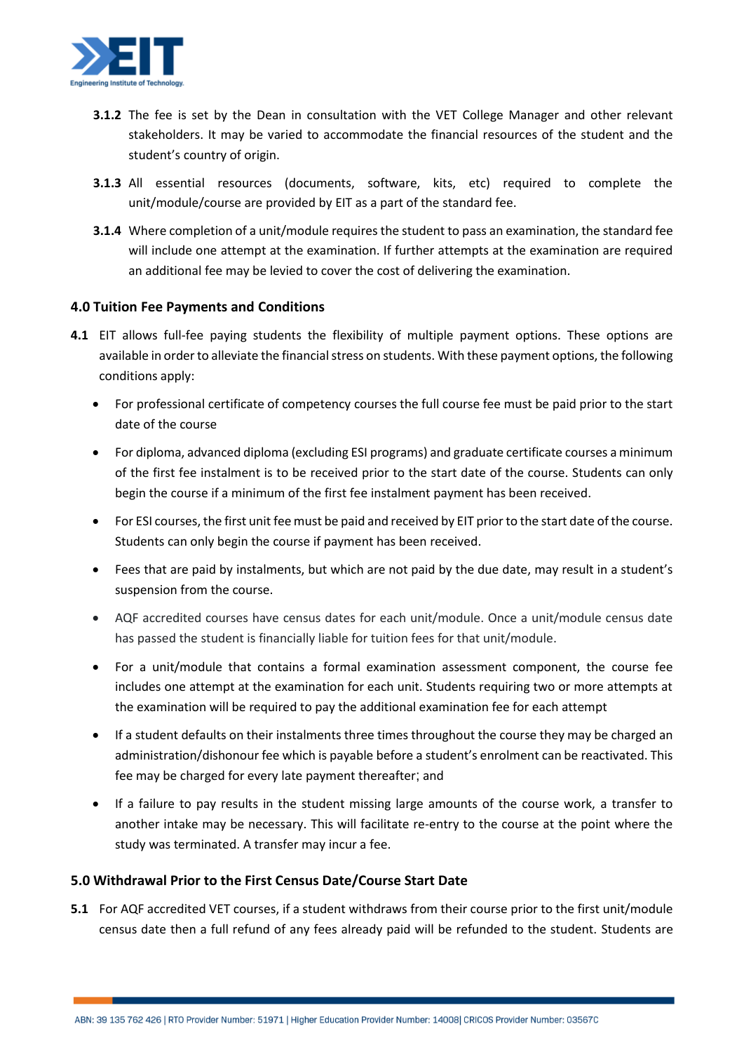**3.1.2** The fee is set by the Dean in consultation with the VET College Manager and other relevant stakeholders. It may be varied to accommodate the financial resources of the student and the student's country of origin.

**3.1.3** All essential resources (documents, software, kits, etc) required to complete the unit/module/course are provided by EIT as a part of the standard fee.

**3.1.4** Where completion of a unit/module requires the student to pass an examination, the standard fee will include one attempt at the examination. If further attempts at the examination are required an additional fee may be levied to cover the cost of delivering the examination.

## 4.0 Tuition Fee Payments and Conditions

**4.1** EIT allows full-fee paying students the flexibility of multiple payment options. These options are available in order to alleviate the financial stress on students. With these payment options, the following conditions apply:

- For professional certificate of competency courses the full course fee must be paid prior to the start date of the course
- For diploma, advanced diploma (excluding ESI programs) and graduate certificate courses a minimum of the first fee instalment is to be received prior to the start date of the course. Students can only begin the course if a minimum of the first fee instalment payment has been received.
- For ESI courses, the first unit fee must be paid and received by EIT prior to the start date of the course. Students can only begin the course if payment has been received.
- Fees that are paid by instalments, but which are not paid by the due date, may result in a student's suspension from the course.
- AQF accredited courses have census dates for each unit/module. Once a unit/module census date has passed the student is financially liable for tuition fees for that unit/module.
- For a unit/module that contains a formal examination assessment component, the course fee includes one attempt at the examination for each unit. Students requiring two or more attempts at the examination will be required to pay the additional examination fee for each attempt
- If a student defaults on their instalments three times throughout the course they may be charged an administration/dishonour fee which is payable before a student's enrolment can be reactivated. This fee may be charged for every late payment thereafter; and
- If a failure to pay results in the student missing large amounts of the course work, a transfer to another intake may be necessary. This will facilitate re-entry to the course at the point where the study was terminated. A transfer may incur a fee.

## 5.0 Withdrawal Prior to the First Census Date/Course Start Date

**5.1** For AQF accredited VET courses, if a student withdraws from their course prior to the first unit/module census date then a full refund of any fees already paid will be refunded to the student. Students are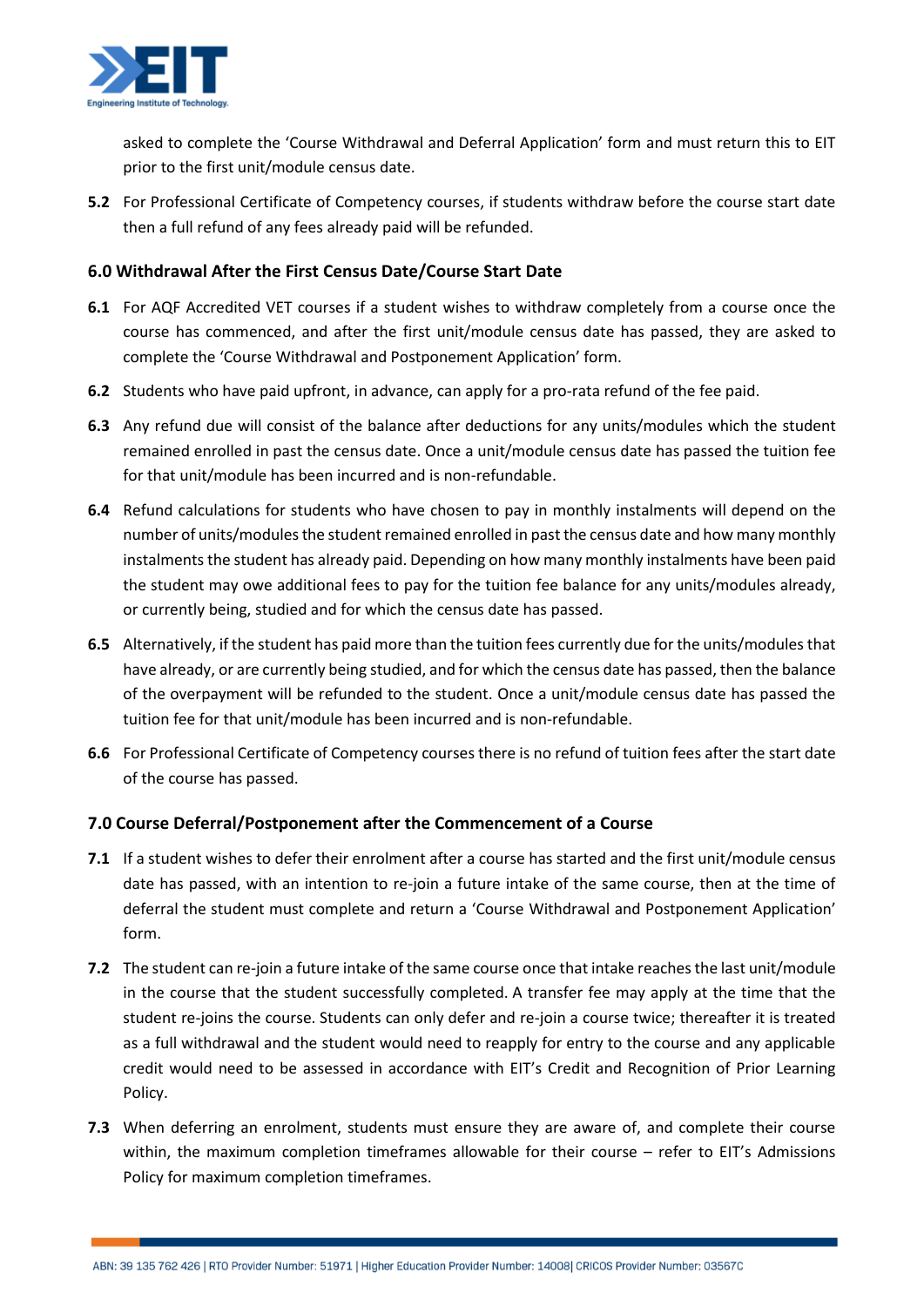asked to complete the 'Course Withdrawal and Deferral Application' form and must return this to EIT prior to the first unit/module census date.

**5.2** For Professional Certificate of Competency courses, if students withdraw before the course start date then a full refund of any fees already paid will be refunded.

## 6.0 Withdrawal After the First Census Date/Course Start Date

**6.1** For AQF Accredited VET courses if a student wishes to withdraw completely from a course once the course has commenced, and after the first unit/module census date has passed, they are asked to complete the 'Course Withdrawal and Postponement Application' form.

**6.2** Students who have paid upfront, in advance, can apply for a pro-rata refund of the fee paid.

**6.3** Any refund due will consist of the balance after deductions for any units/modules which the student remained enrolled in past the census date. Once a unit/module census date has passed the tuition fee for that unit/module has been incurred and is non-refundable.

**6.4** Refund calculations for students who have chosen to pay in monthly instalments will depend on the number of units/modules the student remained enrolled in past the census date and how many monthly instalments the student has already paid. Depending on how many monthly instalments have been paid the student may owe additional fees to pay for the tuition fee balance for any units/modules already, or currently being, studied and for which the census date has passed.

**6.5** Alternatively, if the student has paid more than the tuition fees currently due for the units/modules that have already, or are currently being studied, and for which the census date has passed, then the balance of the overpayment will be refunded to the student. Once a unit/module census date has passed the tuition fee for that unit/module has been incurred and is non-refundable.

**6.6** For Professional Certificate of Competency courses there is no refund of tuition fees after the start date of the course has passed.

## 7.0 Course Deferral/Postponement after the Commencement of a Course

**7.1** If a student wishes to defer their enrolment after a course has started and the first unit/module census date has passed, with an intention to re-join a future intake of the same course, then at the time of deferral the student must complete and return a 'Course Withdrawal and Postponement Application' form.

**7.2** The student can re-join a future intake of the same course once that intake reaches the last unit/module in the course that the student successfully completed. A transfer fee may apply at the time that the student re-joins the course. Students can only defer and re-join a course twice; thereafter it is treated as a full withdrawal and the student would need to reapply for entry to the course and any applicable credit would need to be assessed in accordance with EIT's Credit and Recognition of Prior Learning Policy.

**7.3** When deferring an enrolment, students must ensure they are aware of, and complete their course within, the maximum completion timeframes allowable for their course – refer to EIT's Admissions Policy for maximum completion timeframes.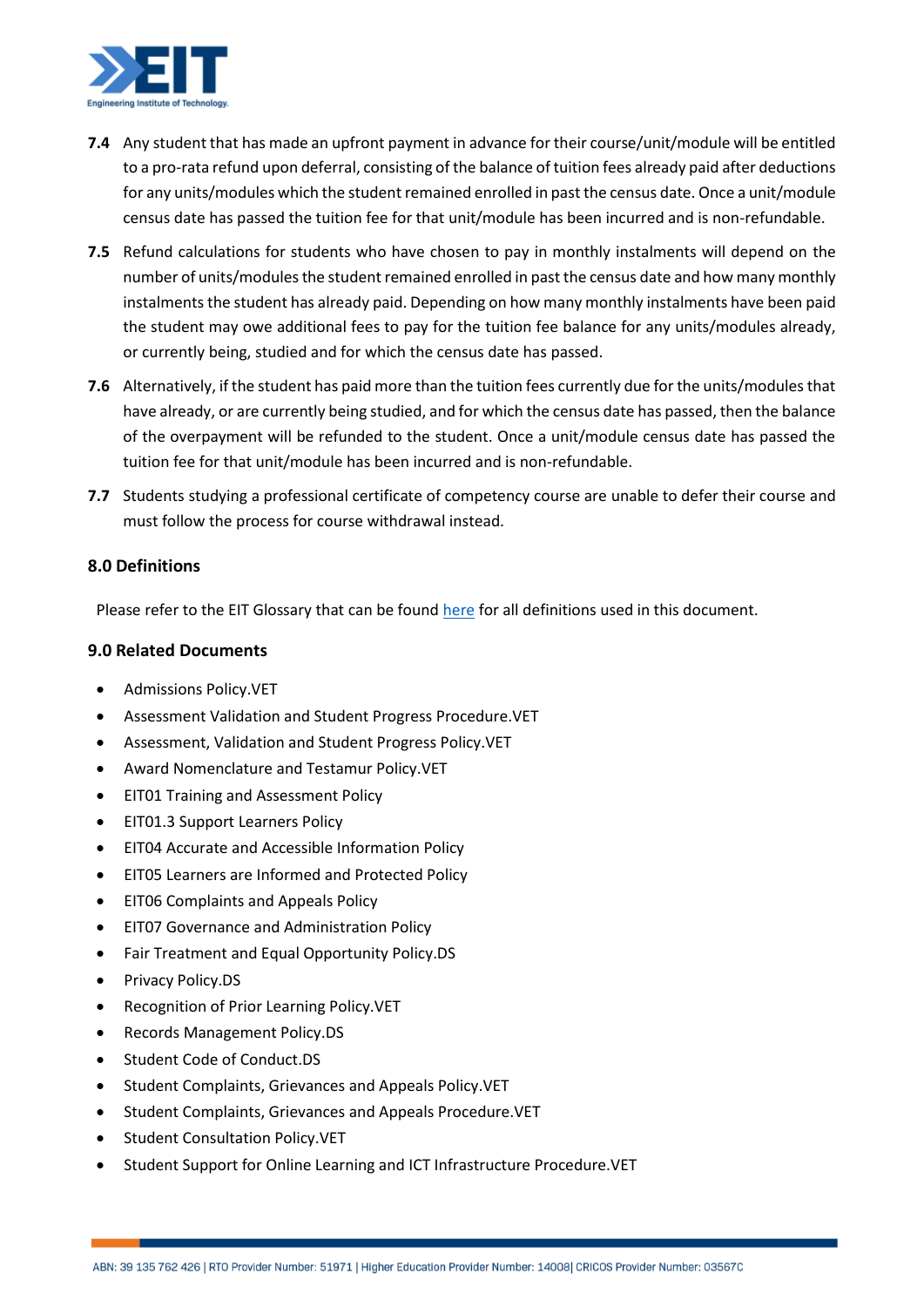**7.4** Any student that has made an upfront payment in advance for their course/unit/module will be entitled to a pro-rata refund upon deferral, consisting of the balance of tuition fees already paid after deductions for any units/modules which the student remained enrolled in past the census date. Once a unit/module census date has passed the tuition fee for that unit/module has been incurred and is non-refundable.

**7.5** Refund calculations for students who have chosen to pay in monthly instalments will depend on the number of units/modules the student remained enrolled in past the census date and how many monthly instalments the student has already paid. Depending on how many monthly instalments have been paid the student may owe additional fees to pay for the tuition fee balance for any units/modules already, or currently being, studied and for which the census date has passed.

**7.6** Alternatively, if the student has paid more than the tuition fees currently due for the units/modules that have already, or are currently being studied, and for which the census date has passed, then the balance of the overpayment will be refunded to the student. Once a unit/module census date has passed the tuition fee for that unit/module has been incurred and is non-refundable.

**7.7** Students studying a professional certificate of competency course are unable to defer their course and must follow the process for course withdrawal instead.

## 8.0 Definitions

Please refer to the EIT Glossary that can be found here for all definitions used in this document.

## 9.0 Related Documents

- Admissions Policy.VET
- Assessment Validation and Student Progress Procedure.VET
- Assessment, Validation and Student Progress Policy.VET
- Award Nomenclature and Testamur Policy.VET
- EIT01 Training and Assessment Policy
- EIT01.3 Support Learners Policy
- EIT04 Accurate and Accessible Information Policy
- EIT05 Learners are Informed and Protected Policy
- EIT06 Complaints and Appeals Policy
- EIT07 Governance and Administration Policy
- Fair Treatment and Equal Opportunity Policy.DS
- Privacy Policy.DS
- Recognition of Prior Learning Policy.VET
- Records Management Policy.DS
- Student Code of Conduct.DS
- Student Complaints, Grievances and Appeals Policy.VET
- Student Complaints, Grievances and Appeals Procedure.VET
- Student Consultation Policy.VET
- Student Support for Online Learning and ICT Infrastructure Procedure.VET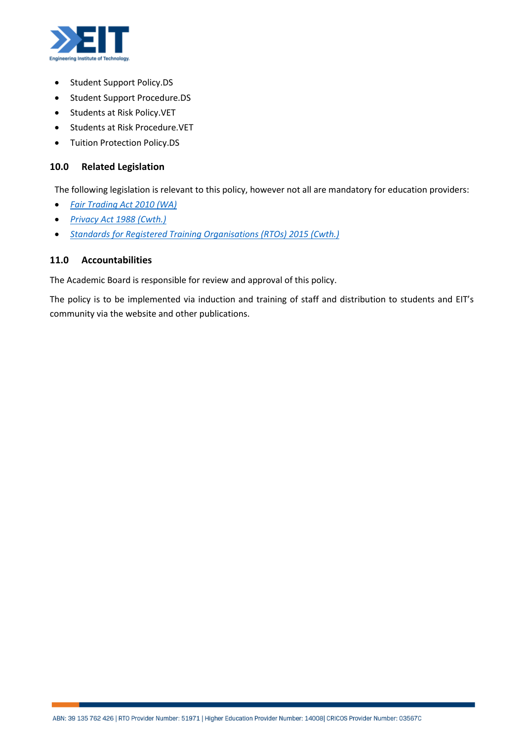- Student Support Policy.DS
- Student Support Procedure.DS
- Students at Risk Policy.VET
- Students at Risk Procedure.VET
- Tuition Protection Policy.DS

## 10.0 Related Legislation

The following legislation is relevant to this policy, however not all are mandatory for education providers:

- *Fair Trading Act 2010 (WA)*
- *Privacy Act 1988 (Cwth.)*
- *Standards for Registered Training Organisations (RTOs) 2015 (Cwth.)*

## 11.0 Accountabilities

The Academic Board is responsible for review and approval of this policy.

The policy is to be implemented via induction and training of staff and distribution to students and EIT's community via the website and other publications.